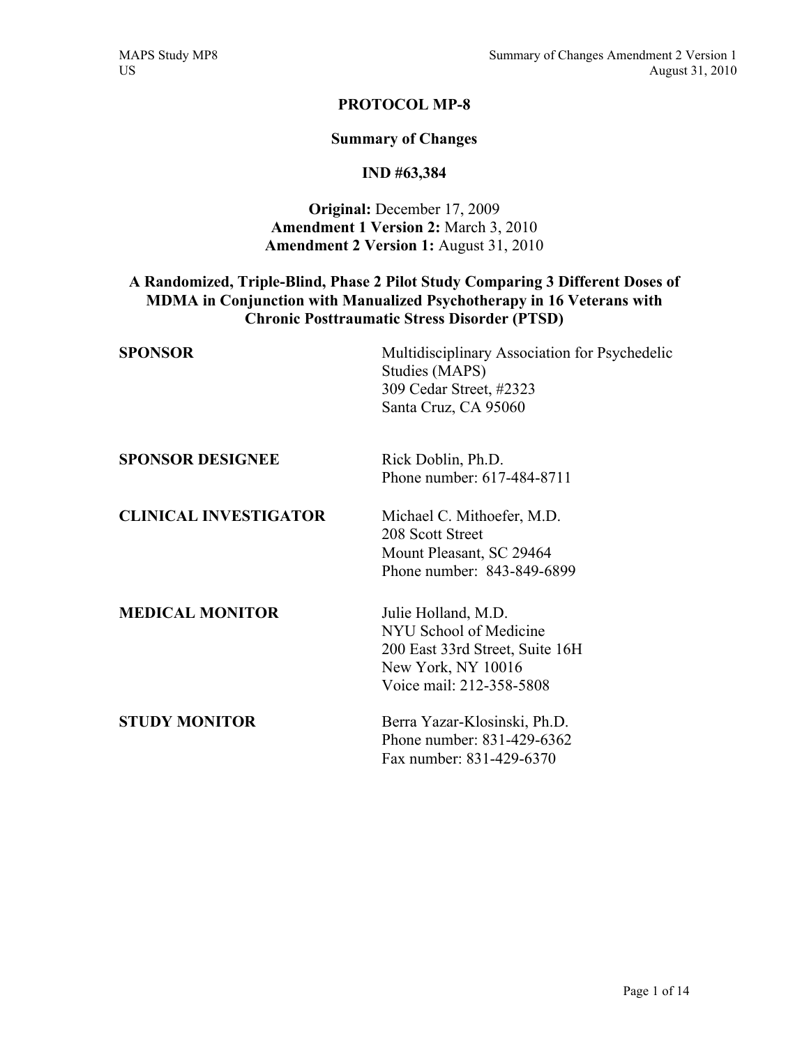# PROTOCOL MP-8

## Summary of Changes

## IND #63,384

**Original:** December 17, 2009
**Amendment 1 Version 2:** March 3, 2010
**Amendment 2 Version 1:** August 31, 2010

## A Randomized, Triple-Blind, Phase 2 Pilot Study Comparing 3 Different Doses of MDMA in Conjunction with Manualized Psychotherapy in 16 Veterans with Chronic Posttraumatic Stress Disorder (PTSD)

**SPONSOR**

Multidisciplinary Association for Psychedelic Studies (MAPS)
309 Cedar Street, #2323
Santa Cruz, CA 95060

**SPONSOR DESIGNEE**

Rick Doblin, Ph.D.
Phone number: 617-484-8711

**CLINICAL INVESTIGATOR**

Michael C. Mithoefer, M.D.
208 Scott Street
Mount Pleasant, SC 29464
Phone number: 843-849-6899

**MEDICAL MONITOR**

Julie Holland, M.D.
NYU School of Medicine
200 East 33rd Street, Suite 16H
New York, NY 10016
Voice mail: 212-358-5808

**STUDY MONITOR**

Berra Yazar-Klosinski, Ph.D.
Phone number: 831-429-6362
Fax number: 831-429-6370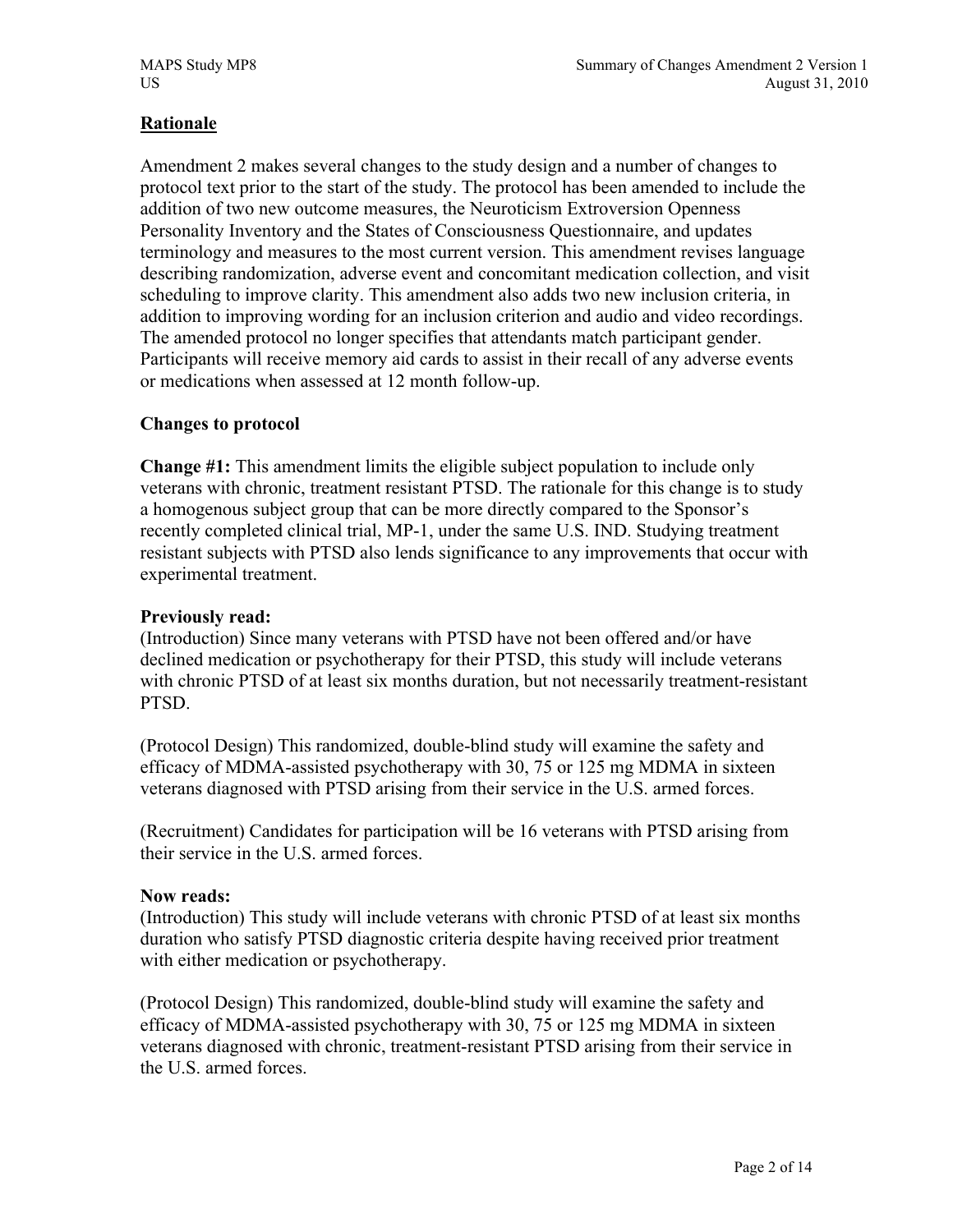## Rationale

Amendment 2 makes several changes to the study design and a number of changes to protocol text prior to the start of the study. The protocol has been amended to include the addition of two new outcome measures, the Neuroticism Extroversion Openness Personality Inventory and the States of Consciousness Questionnaire, and updates terminology and measures to the most current version. This amendment revises language describing randomization, adverse event and concomitant medication collection, and visit scheduling to improve clarity. This amendment also adds two new inclusion criteria, in addition to improving wording for an inclusion criterion and audio and video recordings. The amended protocol no longer specifies that attendants match participant gender. Participants will receive memory aid cards to assist in their recall of any adverse events or medications when assessed at 12 month follow-up.

### Changes to protocol

**Change #1:** This amendment limits the eligible subject population to include only veterans with chronic, treatment resistant PTSD. The rationale for this change is to study a homogenous subject group that can be more directly compared to the Sponsor's recently completed clinical trial, MP-1, under the same U.S. IND. Studying treatment resistant subjects with PTSD also lends significance to any improvements that occur with experimental treatment.

**Previously read:**
(Introduction) Since many veterans with PTSD have not been offered and/or have declined medication or psychotherapy for their PTSD, this study will include veterans with chronic PTSD of at least six months duration, but not necessarily treatment-resistant PTSD.

(Protocol Design) This randomized, double-blind study will examine the safety and efficacy of MDMA-assisted psychotherapy with 30, 75 or 125 mg MDMA in sixteen veterans diagnosed with PTSD arising from their service in the U.S. armed forces.

(Recruitment) Candidates for participation will be 16 veterans with PTSD arising from their service in the U.S. armed forces.

**Now reads:**
(Introduction) This study will include veterans with chronic PTSD of at least six months duration who satisfy PTSD diagnostic criteria despite having received prior treatment with either medication or psychotherapy.

(Protocol Design) This randomized, double-blind study will examine the safety and efficacy of MDMA-assisted psychotherapy with 30, 75 or 125 mg MDMA in sixteen veterans diagnosed with chronic, treatment-resistant PTSD arising from their service in the U.S. armed forces.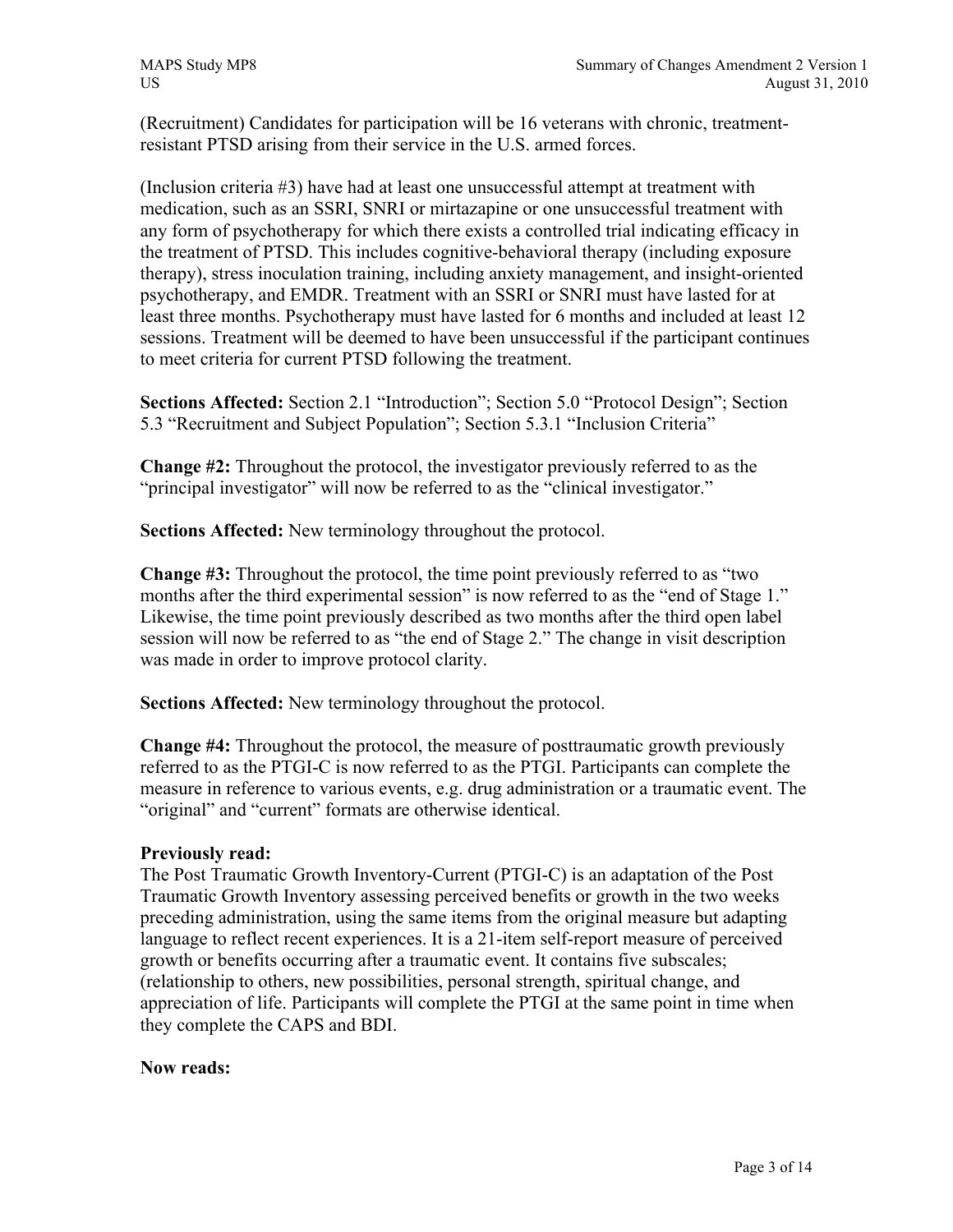(Recruitment) Candidates for participation will be 16 veterans with chronic, treatment-resistant PTSD arising from their service in the U.S. armed forces.

(Inclusion criteria #3) have had at least one unsuccessful attempt at treatment with medication, such as an SSRI, SNRI or mirtazapine or one unsuccessful treatment with any form of psychotherapy for which there exists a controlled trial indicating efficacy in the treatment of PTSD. This includes cognitive-behavioral therapy (including exposure therapy), stress inoculation training, including anxiety management, and insight-oriented psychotherapy, and EMDR. Treatment with an SSRI or SNRI must have lasted for at least three months. Psychotherapy must have lasted for 6 months and included at least 12 sessions. Treatment will be deemed to have been unsuccessful if the participant continues to meet criteria for current PTSD following the treatment.

**Sections Affected:** Section 2.1 "Introduction"; Section 5.0 "Protocol Design"; Section 5.3 "Recruitment and Subject Population"; Section 5.3.1 "Inclusion Criteria"

**Change #2:** Throughout the protocol, the investigator previously referred to as the "principal investigator" will now be referred to as the "clinical investigator."

**Sections Affected:** New terminology throughout the protocol.

**Change #3:** Throughout the protocol, the time point previously referred to as "two months after the third experimental session" is now referred to as the "end of Stage 1." Likewise, the time point previously described as two months after the third open label session will now be referred to as "the end of Stage 2." The change in visit description was made in order to improve protocol clarity.

**Sections Affected:** New terminology throughout the protocol.

**Change #4:** Throughout the protocol, the measure of posttraumatic growth previously referred to as the PTGI-C is now referred to as the PTGI. Participants can complete the measure in reference to various events, e.g. drug administration or a traumatic event. The "original" and "current" formats are otherwise identical.

**Previously read:**
The Post Traumatic Growth Inventory-Current (PTGI-C) is an adaptation of the Post Traumatic Growth Inventory assessing perceived benefits or growth in the two weeks preceding administration, using the same items from the original measure but adapting language to reflect recent experiences. It is a 21-item self-report measure of perceived growth or benefits occurring after a traumatic event. It contains five subscales; (relationship to others, new possibilities, personal strength, spiritual change, and appreciation of life. Participants will complete the PTGI at the same point in time when they complete the CAPS and BDI.

**Now reads:**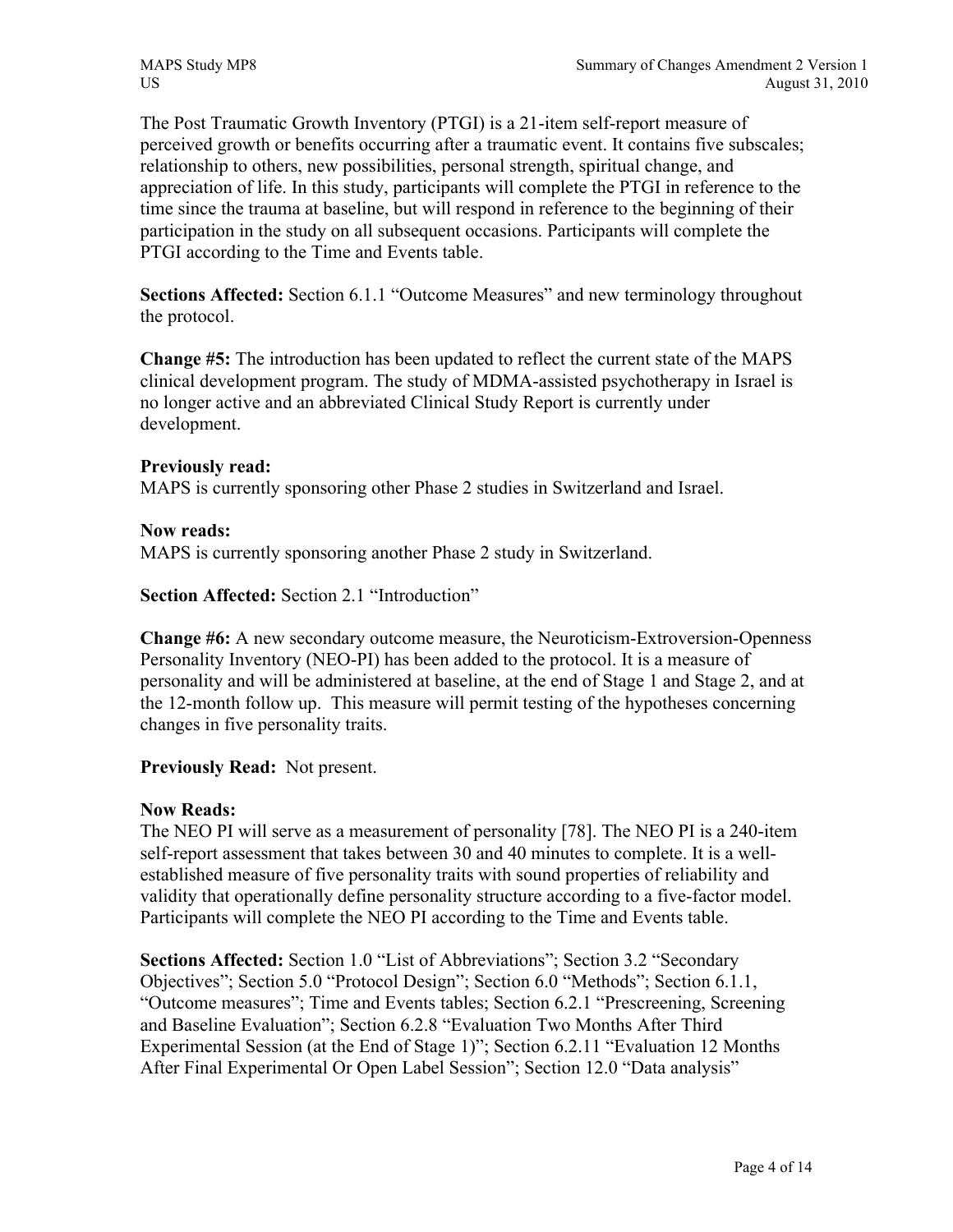The Post Traumatic Growth Inventory (PTGI) is a 21-item self-report measure of perceived growth or benefits occurring after a traumatic event. It contains five subscales; relationship to others, new possibilities, personal strength, spiritual change, and appreciation of life. In this study, participants will complete the PTGI in reference to the time since the trauma at baseline, but will respond in reference to the beginning of their participation in the study on all subsequent occasions. Participants will complete the PTGI according to the Time and Events table.

**Sections Affected:** Section 6.1.1 "Outcome Measures" and new terminology throughout the protocol.

**Change #5:** The introduction has been updated to reflect the current state of the MAPS clinical development program. The study of MDMA-assisted psychotherapy in Israel is no longer active and an abbreviated Clinical Study Report is currently under development.

**Previously read:**
MAPS is currently sponsoring other Phase 2 studies in Switzerland and Israel.

**Now reads:**
MAPS is currently sponsoring another Phase 2 study in Switzerland.

**Section Affected:** Section 2.1 "Introduction"

**Change #6:** A new secondary outcome measure, the Neuroticism-Extroversion-Openness Personality Inventory (NEO-PI) has been added to the protocol. It is a measure of personality and will be administered at baseline, at the end of Stage 1 and Stage 2, and at the 12-month follow up. This measure will permit testing of the hypotheses concerning changes in five personality traits.

**Previously Read:** Not present.

**Now Reads:**
The NEO PI will serve as a measurement of personality [78]. The NEO PI is a 240-item self-report assessment that takes between 30 and 40 minutes to complete. It is a well-established measure of five personality traits with sound properties of reliability and validity that operationally define personality structure according to a five-factor model. Participants will complete the NEO PI according to the Time and Events table.

**Sections Affected:** Section 1.0 "List of Abbreviations"; Section 3.2 "Secondary Objectives"; Section 5.0 "Protocol Design"; Section 6.0 "Methods"; Section 6.1.1, "Outcome measures"; Time and Events tables; Section 6.2.1 "Prescreening, Screening and Baseline Evaluation"; Section 6.2.8 "Evaluation Two Months After Third Experimental Session (at the End of Stage 1)"; Section 6.2.11 "Evaluation 12 Months After Final Experimental Or Open Label Session"; Section 12.0 "Data analysis"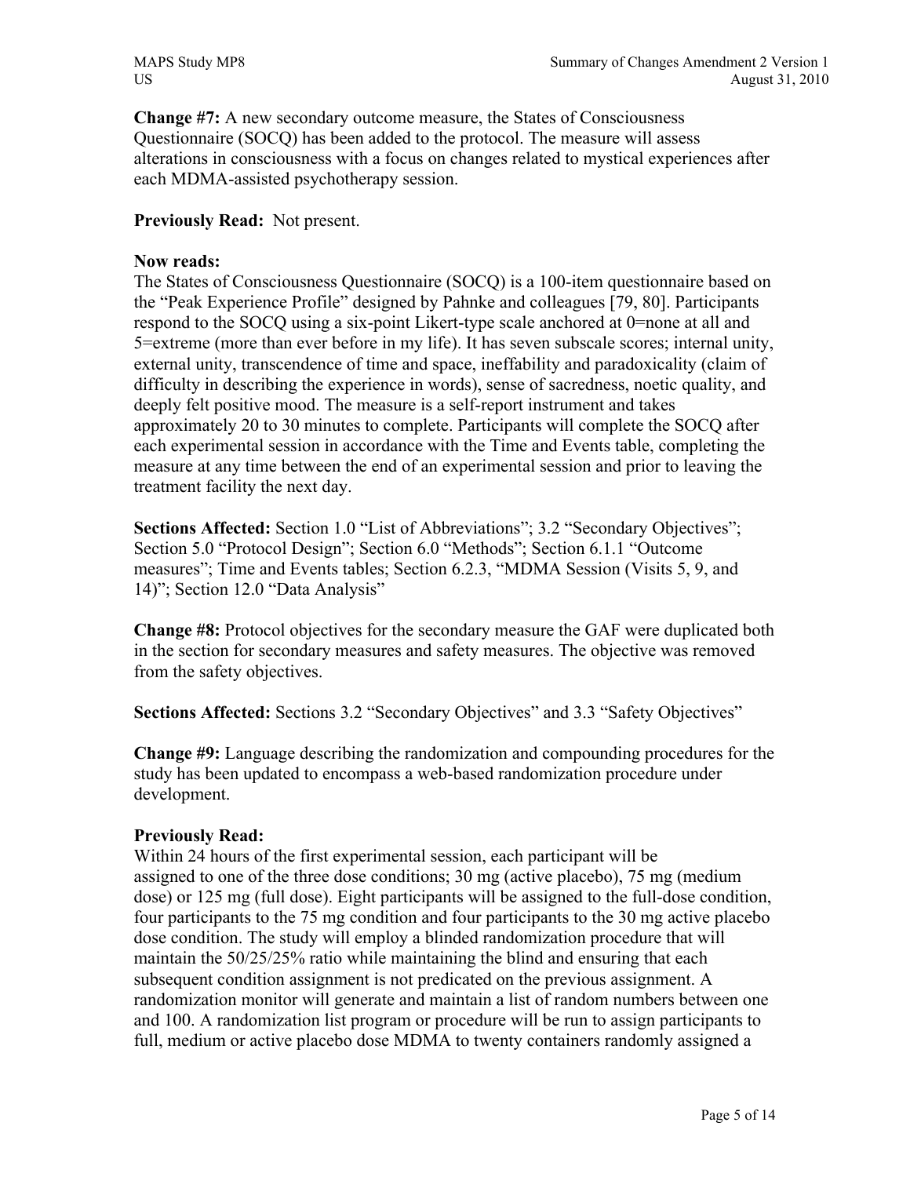**Change #7:** A new secondary outcome measure, the States of Consciousness Questionnaire (SOCQ) has been added to the protocol. The measure will assess alterations in consciousness with a focus on changes related to mystical experiences after each MDMA-assisted psychotherapy session.

**Previously Read:** Not present.

**Now reads:**
The States of Consciousness Questionnaire (SOCQ) is a 100-item questionnaire based on the "Peak Experience Profile" designed by Pahnke and colleagues [79, 80]. Participants respond to the SOCQ using a six-point Likert-type scale anchored at 0=none at all and 5=extreme (more than ever before in my life). It has seven subscale scores; internal unity, external unity, transcendence of time and space, ineffability and paradoxicality (claim of difficulty in describing the experience in words), sense of sacredness, noetic quality, and deeply felt positive mood. The measure is a self-report instrument and takes approximately 20 to 30 minutes to complete. Participants will complete the SOCQ after each experimental session in accordance with the Time and Events table, completing the measure at any time between the end of an experimental session and prior to leaving the treatment facility the next day.

**Sections Affected:** Section 1.0 "List of Abbreviations"; 3.2 "Secondary Objectives"; Section 5.0 "Protocol Design"; Section 6.0 "Methods"; Section 6.1.1 "Outcome measures"; Time and Events tables; Section 6.2.3, "MDMA Session (Visits 5, 9, and 14)"; Section 12.0 "Data Analysis"

**Change #8:** Protocol objectives for the secondary measure the GAF were duplicated both in the section for secondary measures and safety measures. The objective was removed from the safety objectives.

**Sections Affected:** Sections 3.2 "Secondary Objectives" and 3.3 "Safety Objectives"

**Change #9:** Language describing the randomization and compounding procedures for the study has been updated to encompass a web-based randomization procedure under development.

**Previously Read:**
Within 24 hours of the first experimental session, each participant will be assigned to one of the three dose conditions; 30 mg (active placebo), 75 mg (medium dose) or 125 mg (full dose). Eight participants will be assigned to the full-dose condition, four participants to the 75 mg condition and four participants to the 30 mg active placebo dose condition. The study will employ a blinded randomization procedure that will maintain the 50/25/25% ratio while maintaining the blind and ensuring that each subsequent condition assignment is not predicated on the previous assignment. A randomization monitor will generate and maintain a list of random numbers between one and 100. A randomization list program or procedure will be run to assign participants to full, medium or active placebo dose MDMA to twenty containers randomly assigned a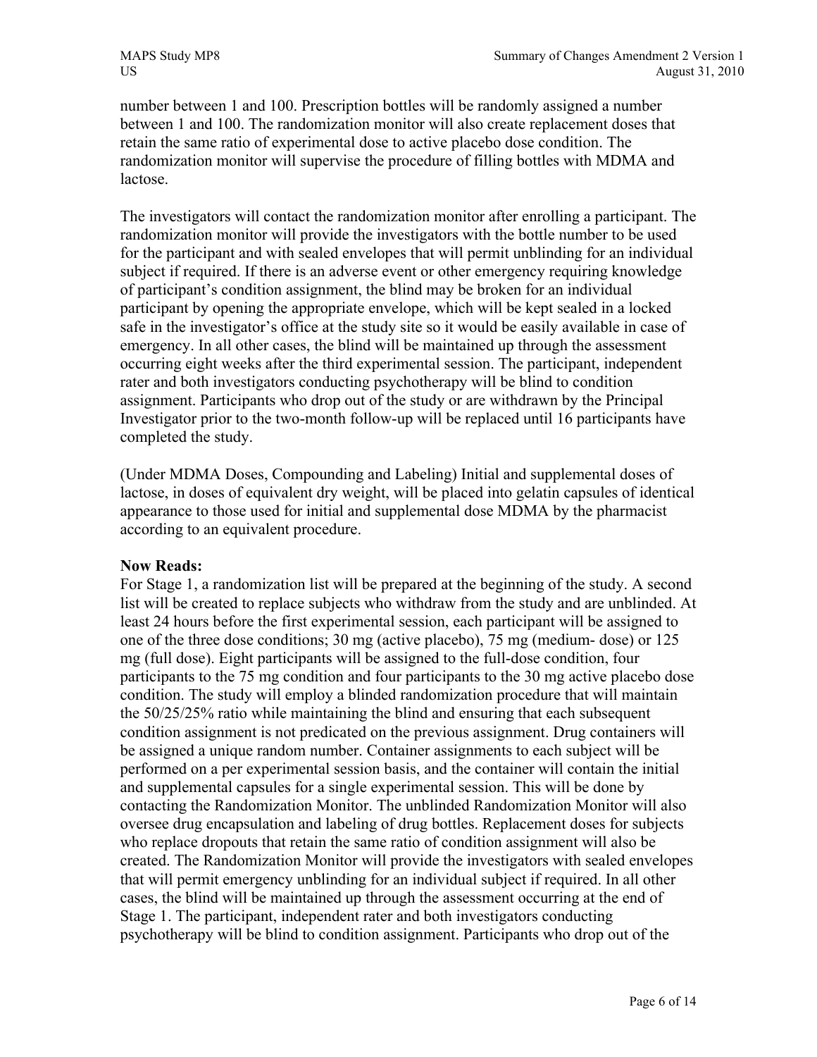number between 1 and 100. Prescription bottles will be randomly assigned a number between 1 and 100. The randomization monitor will also create replacement doses that retain the same ratio of experimental dose to active placebo dose condition. The randomization monitor will supervise the procedure of filling bottles with MDMA and lactose.

The investigators will contact the randomization monitor after enrolling a participant. The randomization monitor will provide the investigators with the bottle number to be used for the participant and with sealed envelopes that will permit unblinding for an individual subject if required. If there is an adverse event or other emergency requiring knowledge of participant's condition assignment, the blind may be broken for an individual participant by opening the appropriate envelope, which will be kept sealed in a locked safe in the investigator's office at the study site so it would be easily available in case of emergency. In all other cases, the blind will be maintained up through the assessment occurring eight weeks after the third experimental session. The participant, independent rater and both investigators conducting psychotherapy will be blind to condition assignment. Participants who drop out of the study or are withdrawn by the Principal Investigator prior to the two-month follow-up will be replaced until 16 participants have completed the study.

(Under MDMA Doses, Compounding and Labeling) Initial and supplemental doses of lactose, in doses of equivalent dry weight, will be placed into gelatin capsules of identical appearance to those used for initial and supplemental dose MDMA by the pharmacist according to an equivalent procedure.

**Now Reads:**
For Stage 1, a randomization list will be prepared at the beginning of the study. A second list will be created to replace subjects who withdraw from the study and are unblinded. At least 24 hours before the first experimental session, each participant will be assigned to one of the three dose conditions; 30 mg (active placebo), 75 mg (medium- dose) or 125 mg (full dose). Eight participants will be assigned to the full-dose condition, four participants to the 75 mg condition and four participants to the 30 mg active placebo dose condition. The study will employ a blinded randomization procedure that will maintain the 50/25/25% ratio while maintaining the blind and ensuring that each subsequent condition assignment is not predicated on the previous assignment. Drug containers will be assigned a unique random number. Container assignments to each subject will be performed on a per experimental session basis, and the container will contain the initial and supplemental capsules for a single experimental session. This will be done by contacting the Randomization Monitor. The unblinded Randomization Monitor will also oversee drug encapsulation and labeling of drug bottles. Replacement doses for subjects who replace dropouts that retain the same ratio of condition assignment will also be created. The Randomization Monitor will provide the investigators with sealed envelopes that will permit emergency unblinding for an individual subject if required. In all other cases, the blind will be maintained up through the assessment occurring at the end of Stage 1. The participant, independent rater and both investigators conducting psychotherapy will be blind to condition assignment. Participants who drop out of the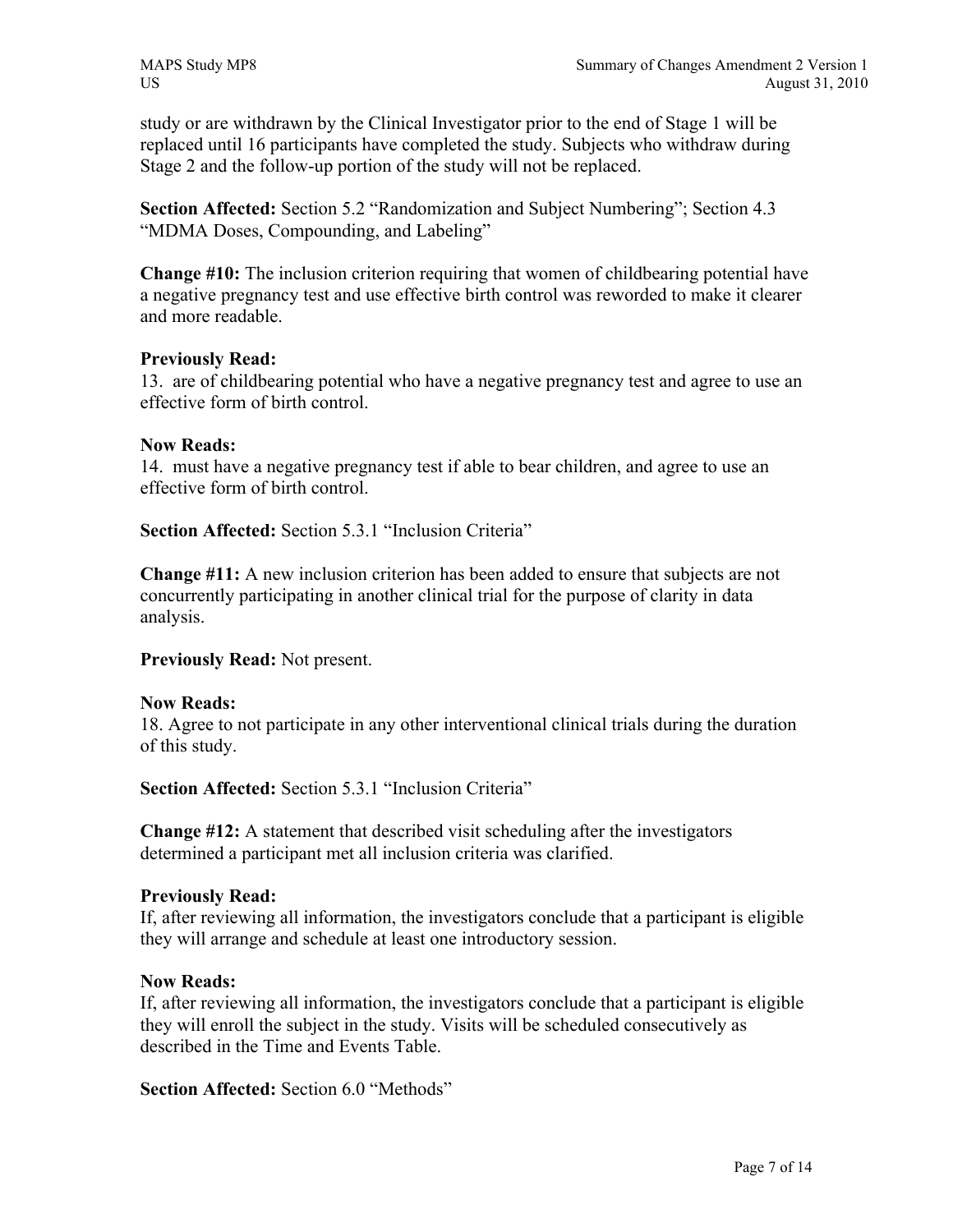study or are withdrawn by the Clinical Investigator prior to the end of Stage 1 will be replaced until 16 participants have completed the study. Subjects who withdraw during Stage 2 and the follow-up portion of the study will not be replaced.

**Section Affected:** Section 5.2 “Randomization and Subject Numbering”; Section 4.3 “MDMA Doses, Compounding, and Labeling”

**Change #10:** The inclusion criterion requiring that women of childbearing potential have a negative pregnancy test and use effective birth control was reworded to make it clearer and more readable.

**Previously Read:**
13. are of childbearing potential who have a negative pregnancy test and agree to use an effective form of birth control.

**Now Reads:**
14. must have a negative pregnancy test if able to bear children, and agree to use an effective form of birth control.

**Section Affected:** Section 5.3.1 “Inclusion Criteria”

**Change #11:** A new inclusion criterion has been added to ensure that subjects are not concurrently participating in another clinical trial for the purpose of clarity in data analysis.

**Previously Read:** Not present.

**Now Reads:**
18. Agree to not participate in any other interventional clinical trials during the duration of this study.

**Section Affected:** Section 5.3.1 “Inclusion Criteria”

**Change #12:** A statement that described visit scheduling after the investigators determined a participant met all inclusion criteria was clarified.

**Previously Read:**
If, after reviewing all information, the investigators conclude that a participant is eligible they will arrange and schedule at least one introductory session.

**Now Reads:**
If, after reviewing all information, the investigators conclude that a participant is eligible they will enroll the subject in the study. Visits will be scheduled consecutively as described in the Time and Events Table.

**Section Affected:** Section 6.0 “Methods”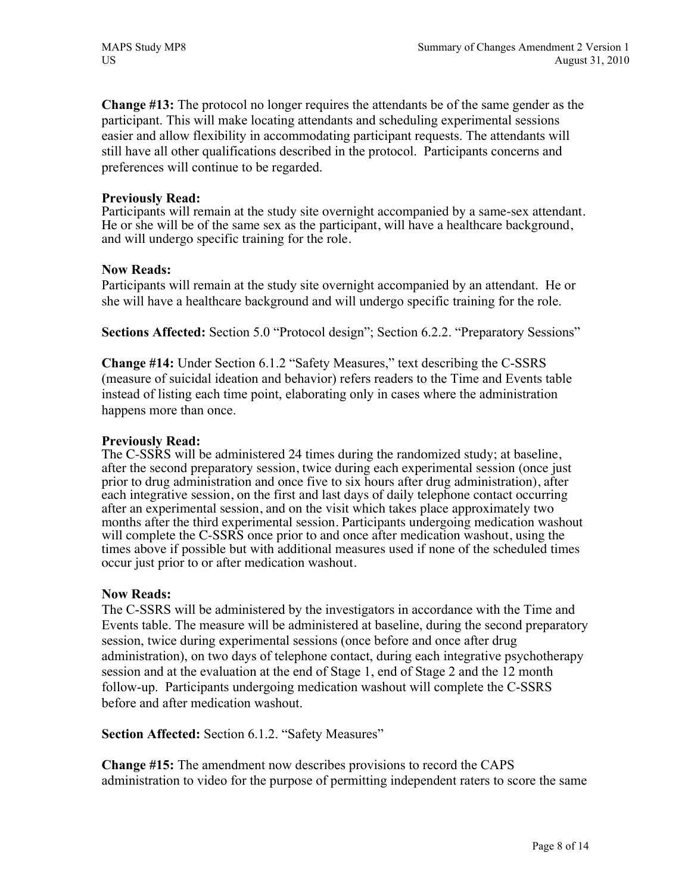**Change #13:** The protocol no longer requires the attendants be of the same gender as the participant. This will make locating attendants and scheduling experimental sessions easier and allow flexibility in accommodating participant requests. The attendants will still have all other qualifications described in the protocol. Participants concerns and preferences will continue to be regarded.

**Previously Read:**
Participants will remain at the study site overnight accompanied by a same-sex attendant. He or she will be of the same sex as the participant, will have a healthcare background, and will undergo specific training for the role.

**Now Reads:**
Participants will remain at the study site overnight accompanied by an attendant. He or she will have a healthcare background and will undergo specific training for the role.

**Sections Affected:** Section 5.0 "Protocol design"; Section 6.2.2. "Preparatory Sessions"

**Change #14:** Under Section 6.1.2 "Safety Measures," text describing the C-SSRS (measure of suicidal ideation and behavior) refers readers to the Time and Events table instead of listing each time point, elaborating only in cases where the administration happens more than once.

**Previously Read:**
The C-SSRS will be administered 24 times during the randomized study; at baseline, after the second preparatory session, twice during each experimental session (once just prior to drug administration and once five to six hours after drug administration), after each integrative session, on the first and last days of daily telephone contact occurring after an experimental session, and on the visit which takes place approximately two months after the third experimental session. Participants undergoing medication washout will complete the C-SSRS once prior to and once after medication washout, using the times above if possible but with additional measures used if none of the scheduled times occur just prior to or after medication washout.

**Now Reads:**
The C-SSRS will be administered by the investigators in accordance with the Time and Events table. The measure will be administered at baseline, during the second preparatory session, twice during experimental sessions (once before and once after drug administration), on two days of telephone contact, during each integrative psychotherapy session and at the evaluation at the end of Stage 1, end of Stage 2 and the 12 month follow-up. Participants undergoing medication washout will complete the C-SSRS before and after medication washout.

**Section Affected:** Section 6.1.2. "Safety Measures"

**Change #15:** The amendment now describes provisions to record the CAPS administration to video for the purpose of permitting independent raters to score the same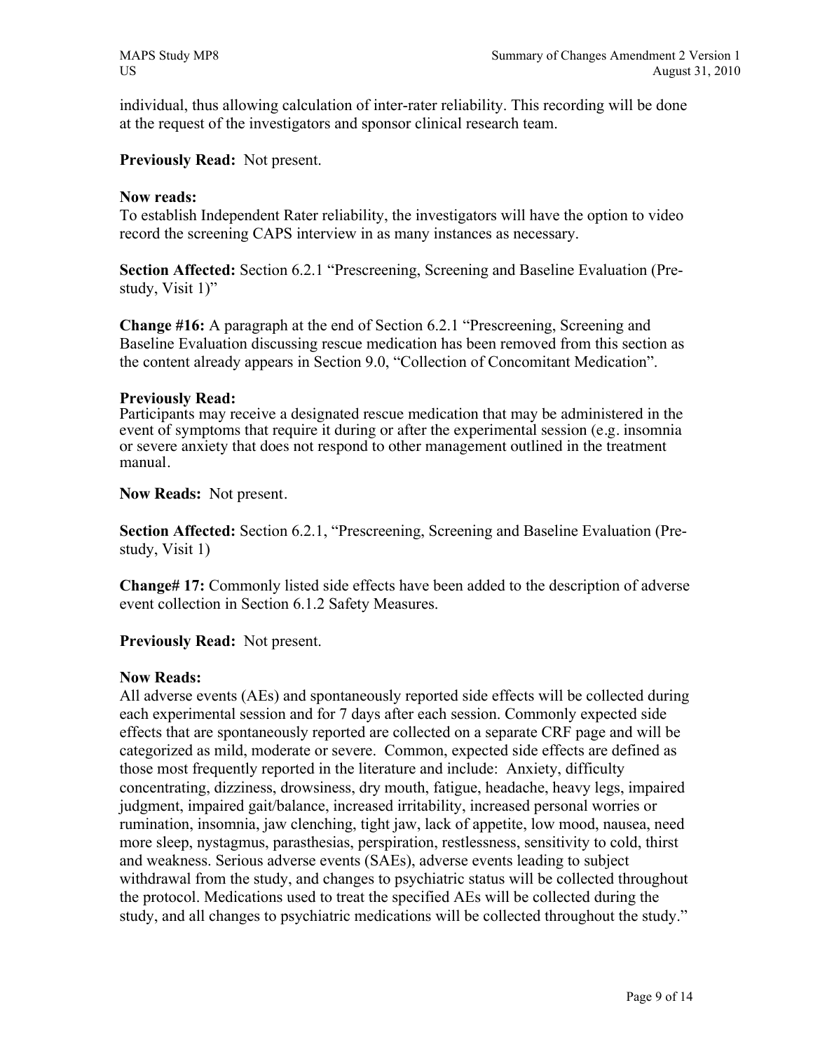individual, thus allowing calculation of inter-rater reliability. This recording will be done at the request of the investigators and sponsor clinical research team.

**Previously Read:** Not present.

**Now reads:**
To establish Independent Rater reliability, the investigators will have the option to video record the screening CAPS interview in as many instances as necessary.

**Section Affected:** Section 6.2.1 "Prescreening, Screening and Baseline Evaluation (Pre-study, Visit 1)"

**Change #16:** A paragraph at the end of Section 6.2.1 "Prescreening, Screening and Baseline Evaluation discussing rescue medication has been removed from this section as the content already appears in Section 9.0, "Collection of Concomitant Medication".

**Previously Read:**
Participants may receive a designated rescue medication that may be administered in the event of symptoms that require it during or after the experimental session (e.g. insomnia or severe anxiety that does not respond to other management outlined in the treatment manual.

**Now Reads:** Not present.

**Section Affected:** Section 6.2.1, "Prescreening, Screening and Baseline Evaluation (Pre-study, Visit 1)

**Change# 17:** Commonly listed side effects have been added to the description of adverse event collection in Section 6.1.2 Safety Measures.

**Previously Read:** Not present.

**Now Reads:**
All adverse events (AEs) and spontaneously reported side effects will be collected during each experimental session and for 7 days after each session. Commonly expected side effects that are spontaneously reported are collected on a separate CRF page and will be categorized as mild, moderate or severe. Common, expected side effects are defined as those most frequently reported in the literature and include: Anxiety, difficulty concentrating, dizziness, drowsiness, dry mouth, fatigue, headache, heavy legs, impaired judgment, impaired gait/balance, increased irritability, increased personal worries or rumination, insomnia, jaw clenching, tight jaw, lack of appetite, low mood, nausea, need more sleep, nystagmus, parasthesias, perspiration, restlessness, sensitivity to cold, thirst and weakness. Serious adverse events (SAEs), adverse events leading to subject withdrawal from the study, and changes to psychiatric status will be collected throughout the protocol. Medications used to treat the specified AEs will be collected during the study, and all changes to psychiatric medications will be collected throughout the study."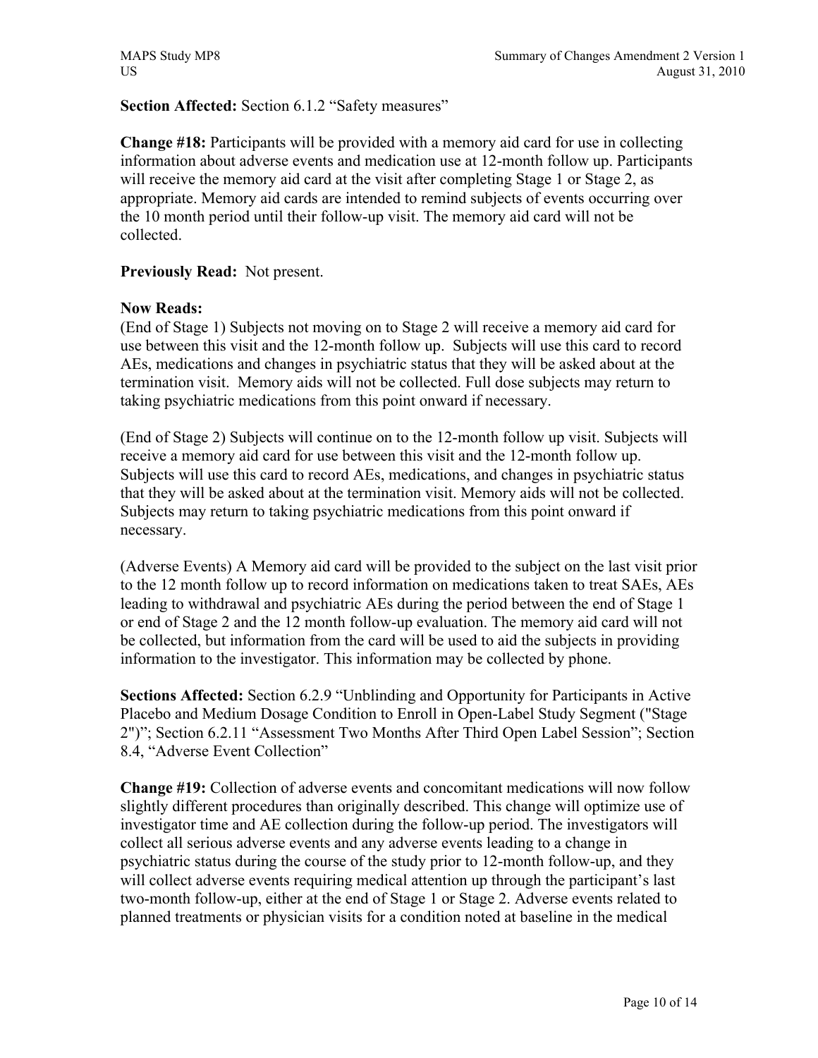**Section Affected:** Section 6.1.2 “Safety measures”

**Change #18:** Participants will be provided with a memory aid card for use in collecting information about adverse events and medication use at 12-month follow up. Participants will receive the memory aid card at the visit after completing Stage 1 or Stage 2, as appropriate. Memory aid cards are intended to remind subjects of events occurring over the 10 month period until their follow-up visit. The memory aid card will not be collected.

**Previously Read:** Not present.

**Now Reads:**
(End of Stage 1) Subjects not moving on to Stage 2 will receive a memory aid card for use between this visit and the 12-month follow up. Subjects will use this card to record AEs, medications and changes in psychiatric status that they will be asked about at the termination visit. Memory aids will not be collected. Full dose subjects may return to taking psychiatric medications from this point onward if necessary.

(End of Stage 2) Subjects will continue on to the 12-month follow up visit. Subjects will receive a memory aid card for use between this visit and the 12-month follow up. Subjects will use this card to record AEs, medications, and changes in psychiatric status that they will be asked about at the termination visit. Memory aids will not be collected. Subjects may return to taking psychiatric medications from this point onward if necessary.

(Adverse Events) A Memory aid card will be provided to the subject on the last visit prior to the 12 month follow up to record information on medications taken to treat SAEs, AEs leading to withdrawal and psychiatric AEs during the period between the end of Stage 1 or end of Stage 2 and the 12 month follow-up evaluation. The memory aid card will not be collected, but information from the card will be used to aid the subjects in providing information to the investigator. This information may be collected by phone.

**Sections Affected:** Section 6.2.9 “Unblinding and Opportunity for Participants in Active Placebo and Medium Dosage Condition to Enroll in Open-Label Study Segment ("Stage 2")”; Section 6.2.11 “Assessment Two Months After Third Open Label Session”; Section 8.4, “Adverse Event Collection”

**Change #19:** Collection of adverse events and concomitant medications will now follow slightly different procedures than originally described. This change will optimize use of investigator time and AE collection during the follow-up period. The investigators will collect all serious adverse events and any adverse events leading to a change in psychiatric status during the course of the study prior to 12-month follow-up, and they will collect adverse events requiring medical attention up through the participant’s last two-month follow-up, either at the end of Stage 1 or Stage 2. Adverse events related to planned treatments or physician visits for a condition noted at baseline in the medical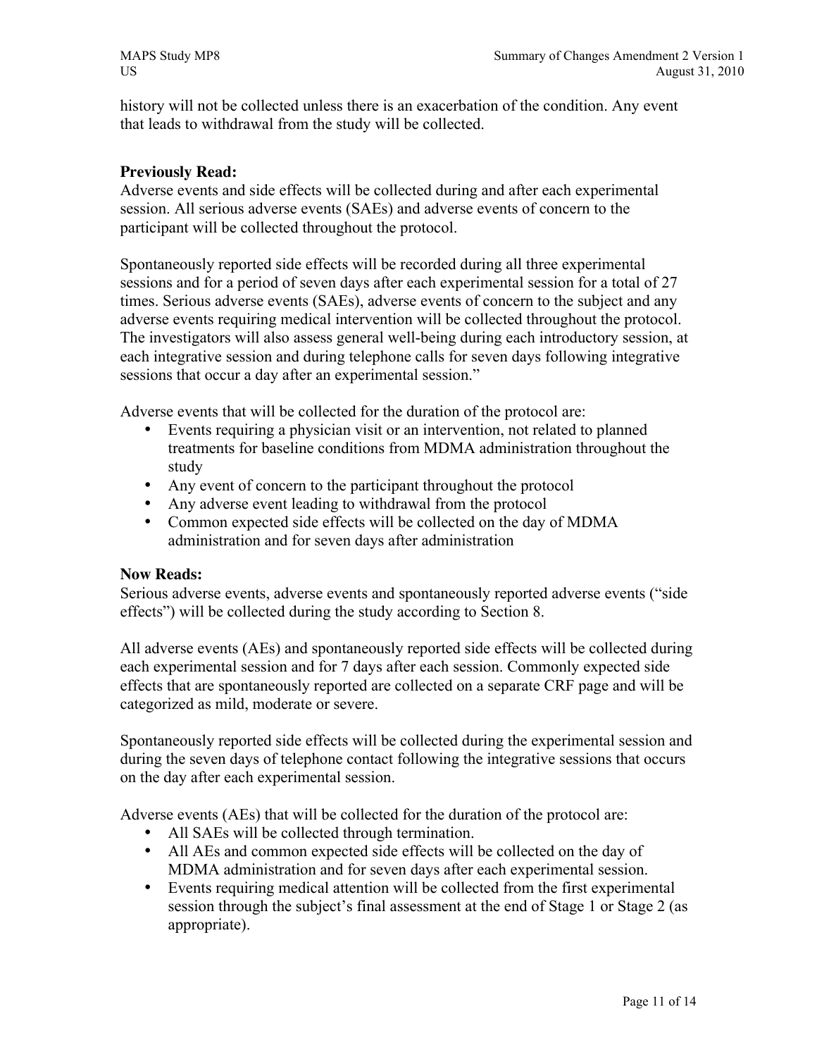history will not be collected unless there is an exacerbation of the condition. Any event that leads to withdrawal from the study will be collected.

**Previously Read:**

Adverse events and side effects will be collected during and after each experimental session. All serious adverse events (SAEs) and adverse events of concern to the participant will be collected throughout the protocol.

Spontaneously reported side effects will be recorded during all three experimental sessions and for a period of seven days after each experimental session for a total of 27 times. Serious adverse events (SAEs), adverse events of concern to the subject and any adverse events requiring medical intervention will be collected throughout the protocol. The investigators will also assess general well-being during each introductory session, at each integrative session and during telephone calls for seven days following integrative sessions that occur a day after an experimental session."

Adverse events that will be collected for the duration of the protocol are:

- Events requiring a physician visit or an intervention, not related to planned treatments for baseline conditions from MDMA administration throughout the study
- Any event of concern to the participant throughout the protocol
- Any adverse event leading to withdrawal from the protocol
- Common expected side effects will be collected on the day of MDMA administration and for seven days after administration

**Now Reads:**

Serious adverse events, adverse events and spontaneously reported adverse events ("side effects") will be collected during the study according to Section 8.

All adverse events (AEs) and spontaneously reported side effects will be collected during each experimental session and for 7 days after each session. Commonly expected side effects that are spontaneously reported are collected on a separate CRF page and will be categorized as mild, moderate or severe.

Spontaneously reported side effects will be collected during the experimental session and during the seven days of telephone contact following the integrative sessions that occurs on the day after each experimental session.

Adverse events (AEs) that will be collected for the duration of the protocol are:

- All SAEs will be collected through termination.
- All AEs and common expected side effects will be collected on the day of MDMA administration and for seven days after each experimental session.
- Events requiring medical attention will be collected from the first experimental session through the subject's final assessment at the end of Stage 1 or Stage 2 (as appropriate).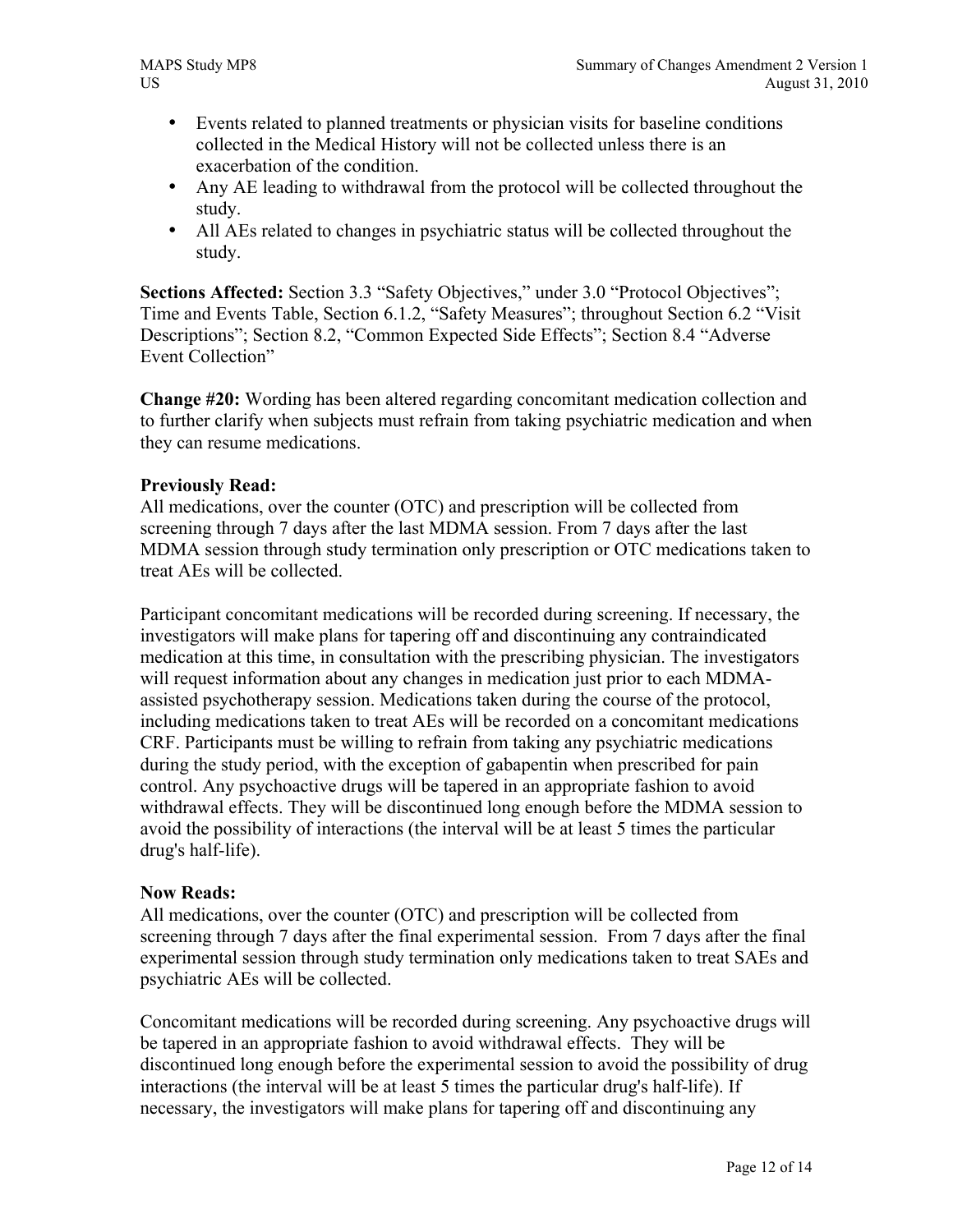- Events related to planned treatments or physician visits for baseline conditions collected in the Medical History will not be collected unless there is an exacerbation of the condition.
- Any AE leading to withdrawal from the protocol will be collected throughout the study.
- All AEs related to changes in psychiatric status will be collected throughout the study.

**Sections Affected:** Section 3.3 "Safety Objectives," under 3.0 "Protocol Objectives"; Time and Events Table, Section 6.1.2, "Safety Measures"; throughout Section 6.2 "Visit Descriptions"; Section 8.2, "Common Expected Side Effects"; Section 8.4 "Adverse Event Collection"

**Change #20:** Wording has been altered regarding concomitant medication collection and to further clarify when subjects must refrain from taking psychiatric medication and when they can resume medications.

**Previously Read:**
All medications, over the counter (OTC) and prescription will be collected from screening through 7 days after the last MDMA session. From 7 days after the last MDMA session through study termination only prescription or OTC medications taken to treat AEs will be collected.

Participant concomitant medications will be recorded during screening. If necessary, the investigators will make plans for tapering off and discontinuing any contraindicated medication at this time, in consultation with the prescribing physician. The investigators will request information about any changes in medication just prior to each MDMA-assisted psychotherapy session. Medications taken during the course of the protocol, including medications taken to treat AEs will be recorded on a concomitant medications CRF. Participants must be willing to refrain from taking any psychiatric medications during the study period, with the exception of gabapentin when prescribed for pain control. Any psychoactive drugs will be tapered in an appropriate fashion to avoid withdrawal effects. They will be discontinued long enough before the MDMA session to avoid the possibility of interactions (the interval will be at least 5 times the particular drug's half-life).

**Now Reads:**
All medications, over the counter (OTC) and prescription will be collected from screening through 7 days after the final experimental session. From 7 days after the final experimental session through study termination only medications taken to treat SAEs and psychiatric AEs will be collected.

Concomitant medications will be recorded during screening. Any psychoactive drugs will be tapered in an appropriate fashion to avoid withdrawal effects. They will be discontinued long enough before the experimental session to avoid the possibility of drug interactions (the interval will be at least 5 times the particular drug's half-life). If necessary, the investigators will make plans for tapering off and discontinuing any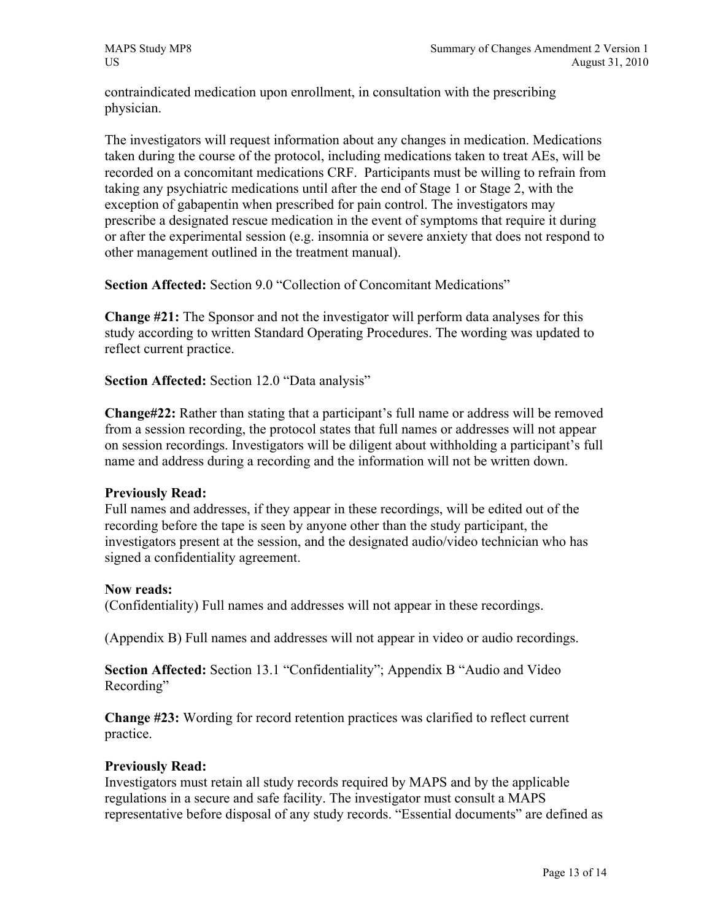contraindicated medication upon enrollment, in consultation with the prescribing physician.

The investigators will request information about any changes in medication. Medications taken during the course of the protocol, including medications taken to treat AEs, will be recorded on a concomitant medications CRF. Participants must be willing to refrain from taking any psychiatric medications until after the end of Stage 1 or Stage 2, with the exception of gabapentin when prescribed for pain control. The investigators may prescribe a designated rescue medication in the event of symptoms that require it during or after the experimental session (e.g. insomnia or severe anxiety that does not respond to other management outlined in the treatment manual).

**Section Affected:** Section 9.0 "Collection of Concomitant Medications"

**Change #21:** The Sponsor and not the investigator will perform data analyses for this study according to written Standard Operating Procedures. The wording was updated to reflect current practice.

**Section Affected:** Section 12.0 "Data analysis"

**Change#22:** Rather than stating that a participant's full name or address will be removed from a session recording, the protocol states that full names or addresses will not appear on session recordings. Investigators will be diligent about withholding a participant's full name and address during a recording and the information will not be written down.

**Previously Read:**
Full names and addresses, if they appear in these recordings, will be edited out of the recording before the tape is seen by anyone other than the study participant, the investigators present at the session, and the designated audio/video technician who has signed a confidentiality agreement.

**Now reads:**
(Confidentiality) Full names and addresses will not appear in these recordings.

(Appendix B) Full names and addresses will not appear in video or audio recordings.

**Section Affected:** Section 13.1 "Confidentiality"; Appendix B "Audio and Video Recording"

**Change #23:** Wording for record retention practices was clarified to reflect current practice.

**Previously Read:**
Investigators must retain all study records required by MAPS and by the applicable regulations in a secure and safe facility. The investigator must consult a MAPS representative before disposal of any study records. "Essential documents" are defined as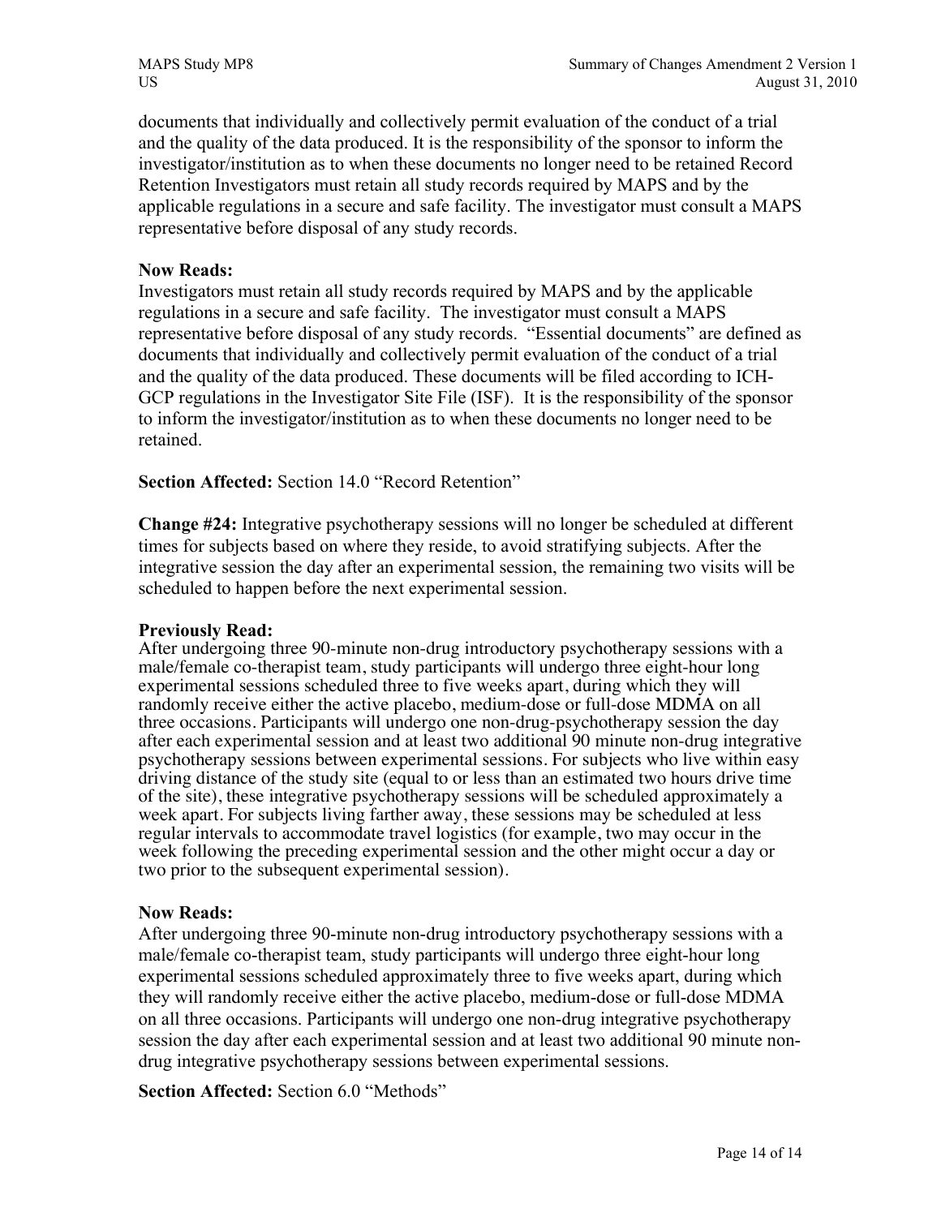documents that individually and collectively permit evaluation of the conduct of a trial and the quality of the data produced. It is the responsibility of the sponsor to inform the investigator/institution as to when these documents no longer need to be retained Record Retention Investigators must retain all study records required by MAPS and by the applicable regulations in a secure and safe facility. The investigator must consult a MAPS representative before disposal of any study records.

**Now Reads:**
Investigators must retain all study records required by MAPS and by the applicable regulations in a secure and safe facility. The investigator must consult a MAPS representative before disposal of any study records. "Essential documents" are defined as documents that individually and collectively permit evaluation of the conduct of a trial and the quality of the data produced. These documents will be filed according to ICH-GCP regulations in the Investigator Site File (ISF). It is the responsibility of the sponsor to inform the investigator/institution as to when these documents no longer need to be retained.

**Section Affected:** Section 14.0 "Record Retention"

**Change #24:** Integrative psychotherapy sessions will no longer be scheduled at different times for subjects based on where they reside, to avoid stratifying subjects. After the integrative session the day after an experimental session, the remaining two visits will be scheduled to happen before the next experimental session.

**Previously Read:**
After undergoing three 90-minute non-drug introductory psychotherapy sessions with a male/female co-therapist team, study participants will undergo three eight-hour long experimental sessions scheduled three to five weeks apart, during which they will randomly receive either the active placebo, medium-dose or full-dose MDMA on all three occasions. Participants will undergo one non-drug-psychotherapy session the day after each experimental session and at least two additional 90 minute non-drug integrative psychotherapy sessions between experimental sessions. For subjects who live within easy driving distance of the study site (equal to or less than an estimated two hours drive time of the site), these integrative psychotherapy sessions will be scheduled approximately a week apart. For subjects living farther away, these sessions may be scheduled at less regular intervals to accommodate travel logistics (for example, two may occur in the week following the preceding experimental session and the other might occur a day or two prior to the subsequent experimental session).

**Now Reads:**
After undergoing three 90-minute non-drug introductory psychotherapy sessions with a male/female co-therapist team, study participants will undergo three eight-hour long experimental sessions scheduled approximately three to five weeks apart, during which they will randomly receive either the active placebo, medium-dose or full-dose MDMA on all three occasions. Participants will undergo one non-drug integrative psychotherapy session the day after each experimental session and at least two additional 90 minute non-drug integrative psychotherapy sessions between experimental sessions.

**Section Affected:** Section 6.0 "Methods"